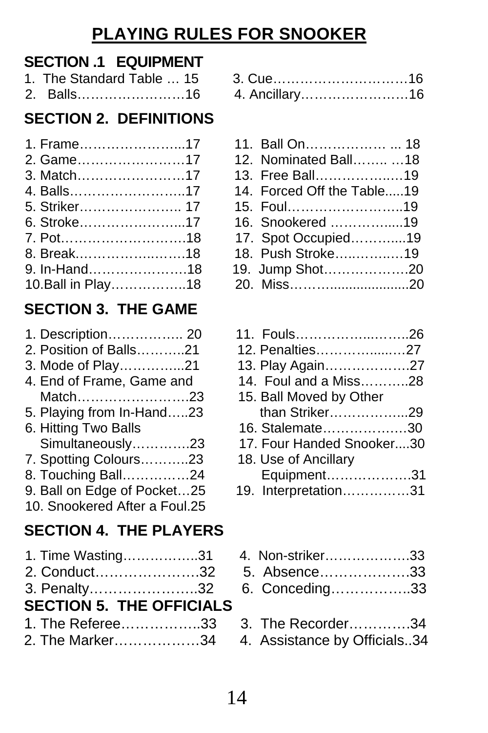# PLAYING RULES FOR SNOOKER

## SECTION .1 EQUIPMENT

1. The Standard Table … 15
2. Balls……………………16
3. Cue…………………………16
4. Ancillary……………………16

## SECTION 2. DEFINITIONS

1. Frame…………………...17
2. Game……………………17
3. Match……………………17
4. Balls……………………..17
5. Striker………………….. 17
6. Stroke…………………...17
7. Pot………………………18
8. Break………………..……18
9. In-Hand…………………18
10. Ball in Play……………..18
11. Ball On……………… ... 18
12. Nominated Ball…….. …18
13. Free Ball…………….…19
14. Forced Off the Table.....19
15. Foul……………………..19
16. Snookered …………......19
17. Spot Occupied………....19
18. Push Stroke…..…….…19
19. Jump Shot……………….20
20. Miss…………..................20

## SECTION 3. THE GAME

1. Description…………….. 20
2. Position of Balls………..21
3. Mode of Play…………...21
4. End of Frame, Game and Match……………………23
5. Playing from In-Hand…..23
6. Hitting Two Balls Simultaneously………….23
7. Spotting Colours………..23
8. Touching Ball……………24
9. Ball on Edge of Pocket…25
10. Snookered After a Foul.25
11. Fouls………………..……..26
12. Penalties……………......…27
13. Play Again………………..27
14. Foul and a Miss………..28
15. Ball Moved by Other than Striker……………..29
16. Stalemate………………30
17. Four Handed Snooker....30
18. Use of Ancillary Equipment……………….31
19. Interpretation……………31

## SECTION 4. THE PLAYERS

1. Time Wasting……………..31
2. Conduct…………………32
3. Penalty…………………..32
4. Non-striker……………….33
5. Absence……………….33
6. Conceding……………..33

## SECTION 5. THE OFFICIALS

1. The Referee……………..33
2. The Marker………………34
3. The Recorder………….34
4. Assistance by Officials..34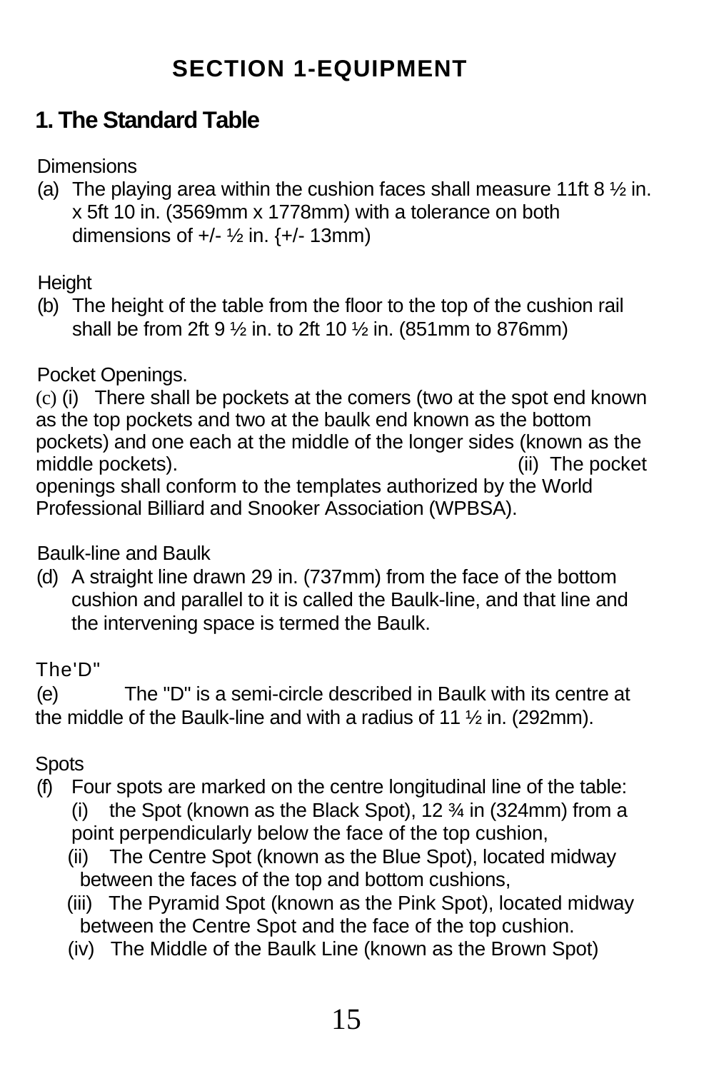# SECTION 1-EQUIPMENT

## 1. The Standard Table

Dimensions

(a) The playing area within the cushion faces shall measure 11ft 8 ½ in. x 5ft 10 in. (3569mm x 1778mm) with a tolerance on both dimensions of +/- ½ in. {+/- 13mm)

Height

(b) The height of the table from the floor to the top of the cushion rail shall be from 2ft 9 ½ in. to 2ft 10 ½ in. (851mm to 876mm)

Pocket Openings.

(c) (i) There shall be pockets at the comers (two at the spot end known as the top pockets and two at the baulk end known as the bottom pockets) and one each at the middle of the longer sides (known as the middle pockets). (ii) The pocket openings shall conform to the templates authorized by the World Professional Billiard and Snooker Association (WPBSA).

Baulk-line and Baulk

(d) A straight line drawn 29 in. (737mm) from the face of the bottom cushion and parallel to it is called the Baulk-line, and that line and the intervening space is termed the Baulk.

The'D"

(e) The "D" is a semi-circle described in Baulk with its centre at the middle of the Baulk-line and with a radius of 11 ½ in. (292mm).

Spots

(f) Four spots are marked on the centre longitudinal line of the table:
  (i) the Spot (known as the Black Spot), 12 ¾ in (324mm) from a point perpendicularly below the face of the top cushion,
  (ii) The Centre Spot (known as the Blue Spot), located midway between the faces of the top and bottom cushions,
  (iii) The Pyramid Spot (known as the Pink Spot), located midway between the Centre Spot and the face of the top cushion.
  (iv) The Middle of the Baulk Line (known as the Brown Spot)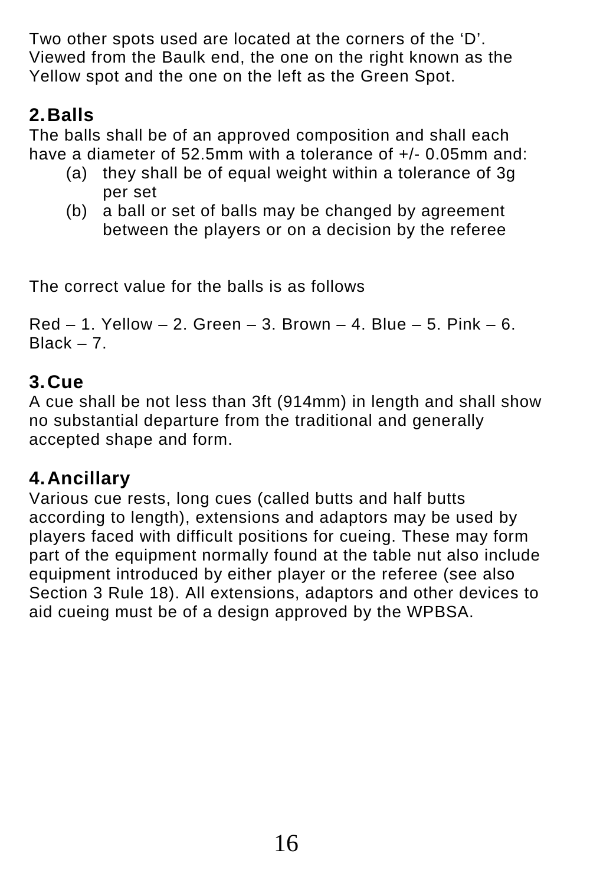Two other spots used are located at the corners of the 'D'. Viewed from the Baulk end, the one on the right known as the Yellow spot and the one on the left as the Green Spot.

## 2. Balls

The balls shall be of an approved composition and shall each have a diameter of 52.5mm with a tolerance of +/- 0.05mm and:

(a) they shall be of equal weight within a tolerance of 3g per set

(b) a ball or set of balls may be changed by agreement between the players or on a decision by the referee

The correct value for the balls is as follows

Red – 1. Yellow – 2. Green – 3. Brown – 4. Blue – 5. Pink – 6. Black – 7.

## 3. Cue

A cue shall be not less than 3ft (914mm) in length and shall show no substantial departure from the traditional and generally accepted shape and form.

## 4. Ancillary

Various cue rests, long cues (called butts and half butts according to length), extensions and adaptors may be used by players faced with difficult positions for cueing. These may form part of the equipment normally found at the table nut also include equipment introduced by either player or the referee (see also Section 3 Rule 18). All extensions, adaptors and other devices to aid cueing must be of a design approved by the WPBSA.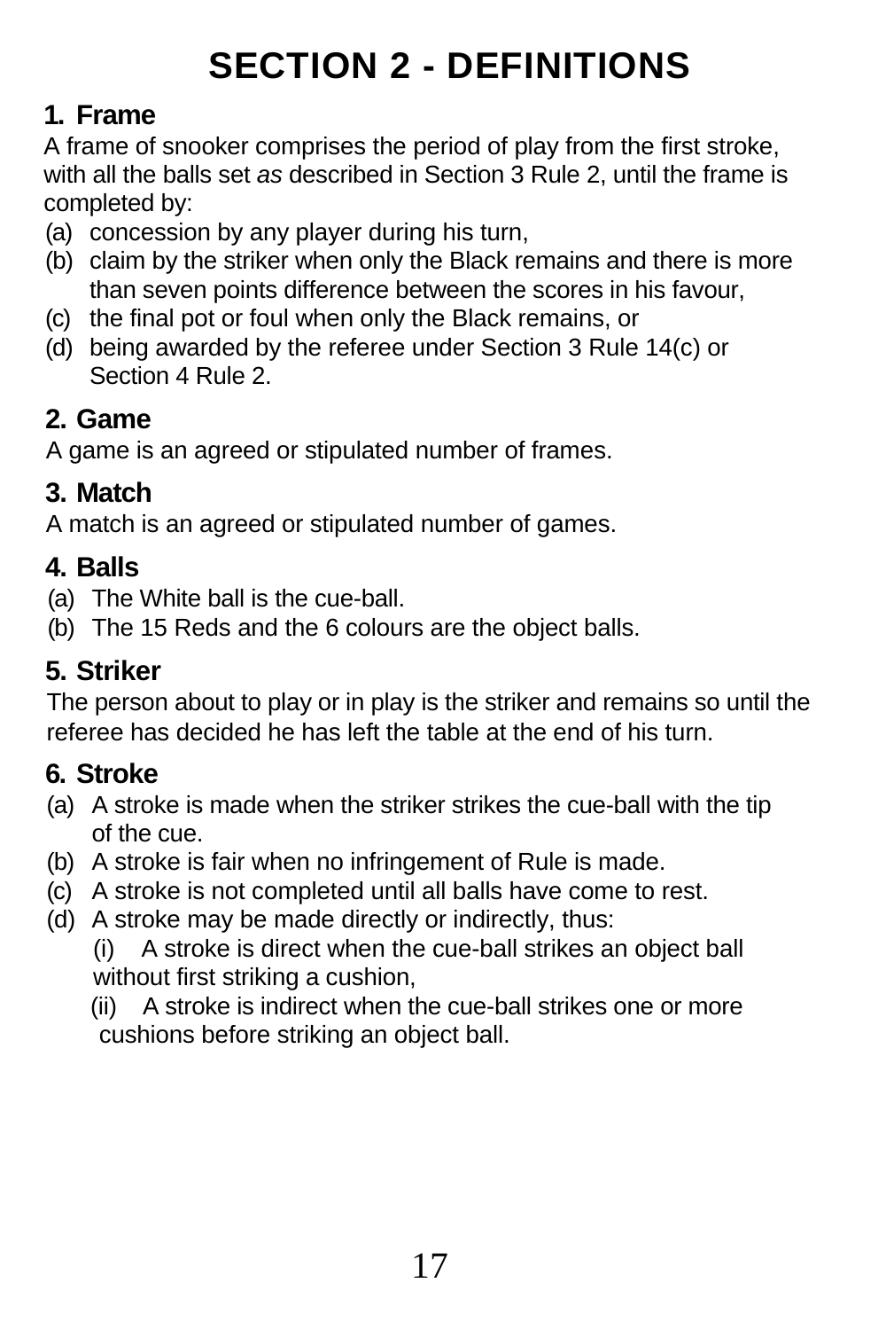# SECTION 2 - DEFINITIONS

### 1. Frame

A frame of snooker comprises the period of play from the first stroke, with all the balls set *as* described in Section 3 Rule 2, until the frame is completed by:

(a) concession by any player during his turn,
(b) claim by the striker when only the Black remains and there is more than seven points difference between the scores in his favour,
(c) the final pot or foul when only the Black remains, or
(d) being awarded by the referee under Section 3 Rule 14(c) or Section 4 Rule 2.

### 2. Game

A game is an agreed or stipulated number of frames.

### 3. Match

A match is an agreed or stipulated number of games.

### 4. Balls

(a) The White ball is the cue-ball.
(b) The 15 Reds and the 6 colours are the object balls.

### 5. Striker

The person about to play or in play is the striker and remains so until the referee has decided he has left the table at the end of his turn.

### 6. Stroke

(a) A stroke is made when the striker strikes the cue-ball with the tip of the cue.
(b) A stroke is fair when no infringement of Rule is made.
(c) A stroke is not completed until all balls have come to rest.
(d) A stroke may be made directly or indirectly, thus:
 (i) A stroke is direct when the cue-ball strikes an object ball without first striking a cushion,
 (ii) A stroke is indirect when the cue-ball strikes one or more cushions before striking an object ball.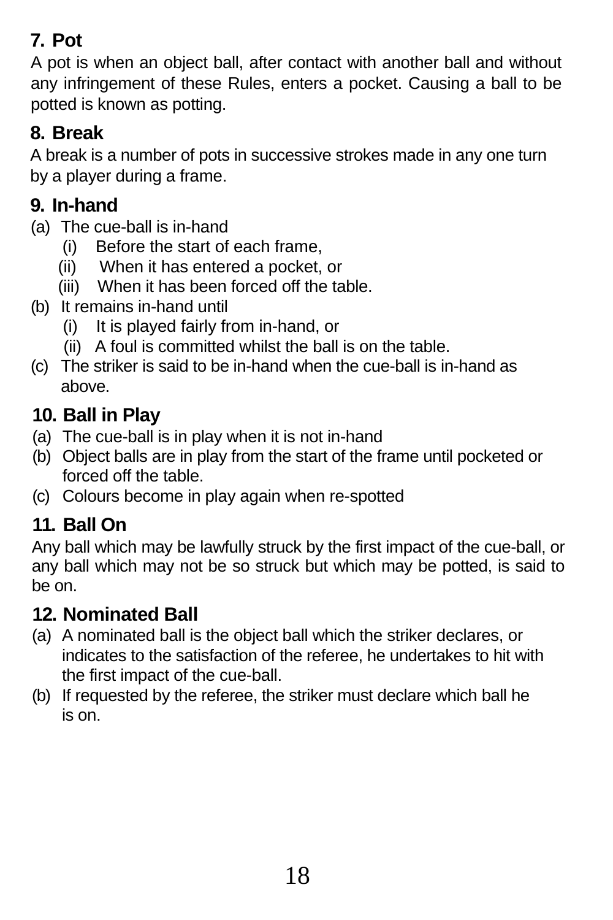### 7. Pot

A pot is when an object ball, after contact with another ball and without any infringement of these Rules, enters a pocket. Causing a ball to be potted is known as potting.

### 8. Break

A break is a number of pots in successive strokes made in any one turn by a player during a frame.

### 9. In-hand

(a) The cue-ball is in-hand

  (i) Before the start of each frame,

  (ii) When it has entered a pocket, or

  (iii) When it has been forced off the table.

(b) It remains in-hand until

  (i) It is played fairly from in-hand, or

  (ii) A foul is committed whilst the ball is on the table.

(c) The striker is said to be in-hand when the cue-ball is in-hand as above.

### 10. Ball in Play

(a) The cue-ball is in play when it is not in-hand

(b) Object balls are in play from the start of the frame until pocketed or forced off the table.

(c) Colours become in play again when re-spotted

### 11. Ball On

Any ball which may be lawfully struck by the first impact of the cue-ball, or any ball which may not be so struck but which may be potted, is said to be on.

### 12. Nominated Ball

(a) A nominated ball is the object ball which the striker declares, or indicates to the satisfaction of the referee, he undertakes to hit with the first impact of the cue-ball.

(b) If requested by the referee, the striker must declare which ball he is on.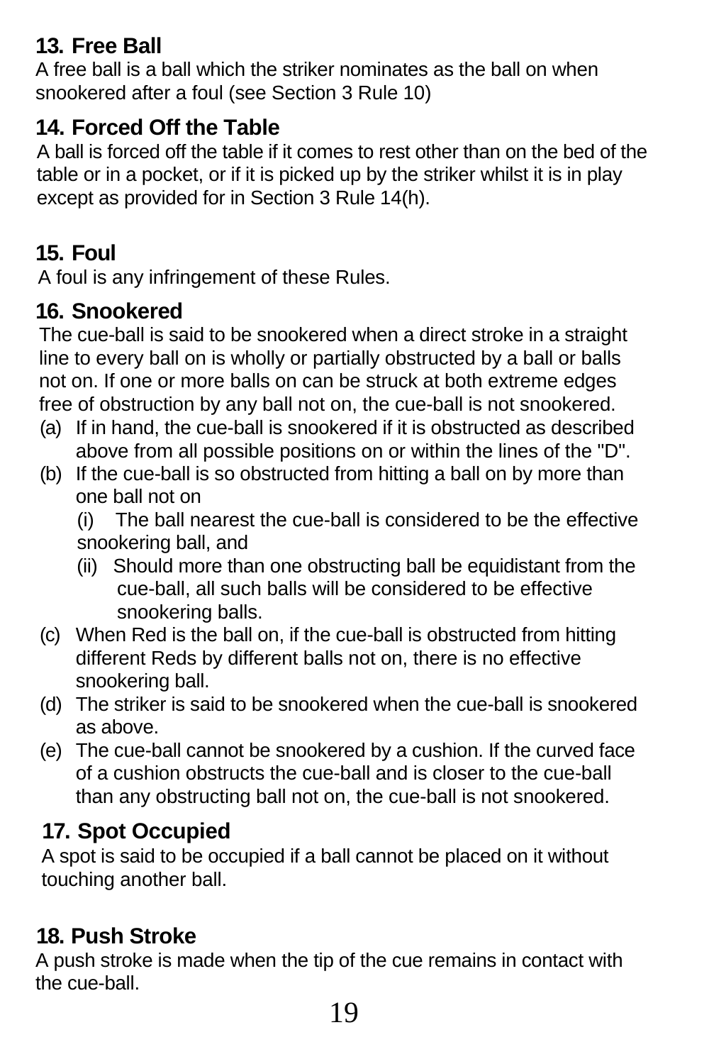### 13. Free Ball

A free ball is a ball which the striker nominates as the ball on when snookered after a foul (see Section 3 Rule 10)

### 14. Forced Off the Table

A ball is forced off the table if it comes to rest other than on the bed of the table or in a pocket, or if it is picked up by the striker whilst it is in play except as provided for in Section 3 Rule 14(h).

### 15. Foul

A foul is any infringement of these Rules.

### 16. Snookered

The cue-ball is said to be snookered when a direct stroke in a straight line to every ball on is wholly or partially obstructed by a ball or balls not on. If one or more balls on can be struck at both extreme edges free of obstruction by any ball not on, the cue-ball is not snookered.

(a) If in hand, the cue-ball is snookered if it is obstructed as described above from all possible positions on or within the lines of the "D".

(b) If the cue-ball is so obstructed from hitting a ball on by more than one ball not on

  (i) The ball nearest the cue-ball is considered to be the effective snookering ball, and

  (ii) Should more than one obstructing ball be equidistant from the cue-ball, all such balls will be considered to be effective snookering balls.

(c) When Red is the ball on, if the cue-ball is obstructed from hitting different Reds by different balls not on, there is no effective snookering ball.

(d) The striker is said to be snookered when the cue-ball is snookered as above.

(e) The cue-ball cannot be snookered by a cushion. If the curved face of a cushion obstructs the cue-ball and is closer to the cue-ball than any obstructing ball not on, the cue-ball is not snookered.

### 17. Spot Occupied

A spot is said to be occupied if a ball cannot be placed on it without touching another ball.

### 18. Push Stroke

A push stroke is made when the tip of the cue remains in contact with the cue-ball.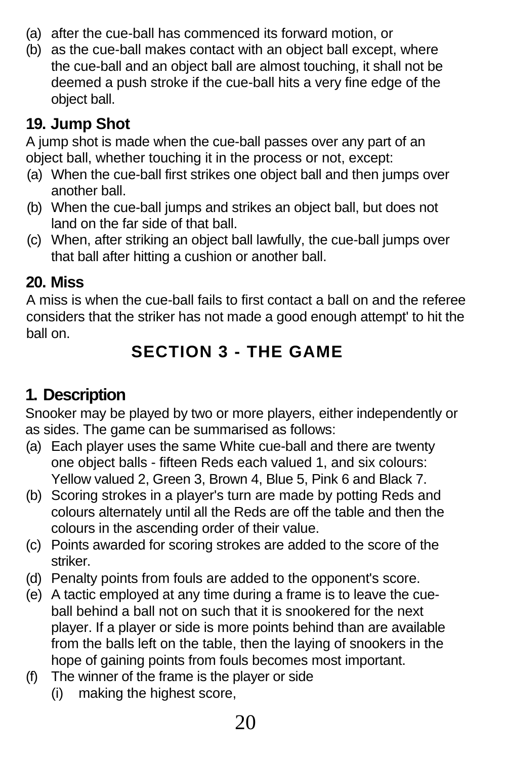(a) after the cue-ball has commenced its forward motion, or
(b) as the cue-ball makes contact with an object ball except, where the cue-ball and an object ball are almost touching, it shall not be deemed a push stroke if the cue-ball hits a very fine edge of the object ball.

### 19. Jump Shot

A jump shot is made when the cue-ball passes over any part of an object ball, whether touching it in the process or not, except:

(a) When the cue-ball first strikes one object ball and then jumps over another ball.
(b) When the cue-ball jumps and strikes an object ball, but does not land on the far side of that ball.
(c) When, after striking an object ball lawfully, the cue-ball jumps over that ball after hitting a cushion or another ball.

### 20. Miss

A miss is when the cue-ball fails to first contact a ball on and the referee considers that the striker has not made a good enough attempt' to hit the ball on.

## SECTION 3 - THE GAME

### 1. Description

Snooker may be played by two or more players, either independently or as sides. The game can be summarised as follows:

(a) Each player uses the same White cue-ball and there are twenty one object balls - fifteen Reds each valued 1, and six colours: Yellow valued 2, Green 3, Brown 4, Blue 5, Pink 6 and Black 7.
(b) Scoring strokes in a player's turn are made by potting Reds and colours alternately until all the Reds are off the table and then the colours in the ascending order of their value.
(c) Points awarded for scoring strokes are added to the score of the striker.
(d) Penalty points from fouls are added to the opponent's score.
(e) A tactic employed at any time during a frame is to leave the cue-ball behind a ball not on such that it is snookered for the next player. If a player or side is more points behind than are available from the balls left on the table, then the laying of snookers in the hope of gaining points from fouls becomes most important.
(f) The winner of the frame is the player or side
    (i) making the highest score,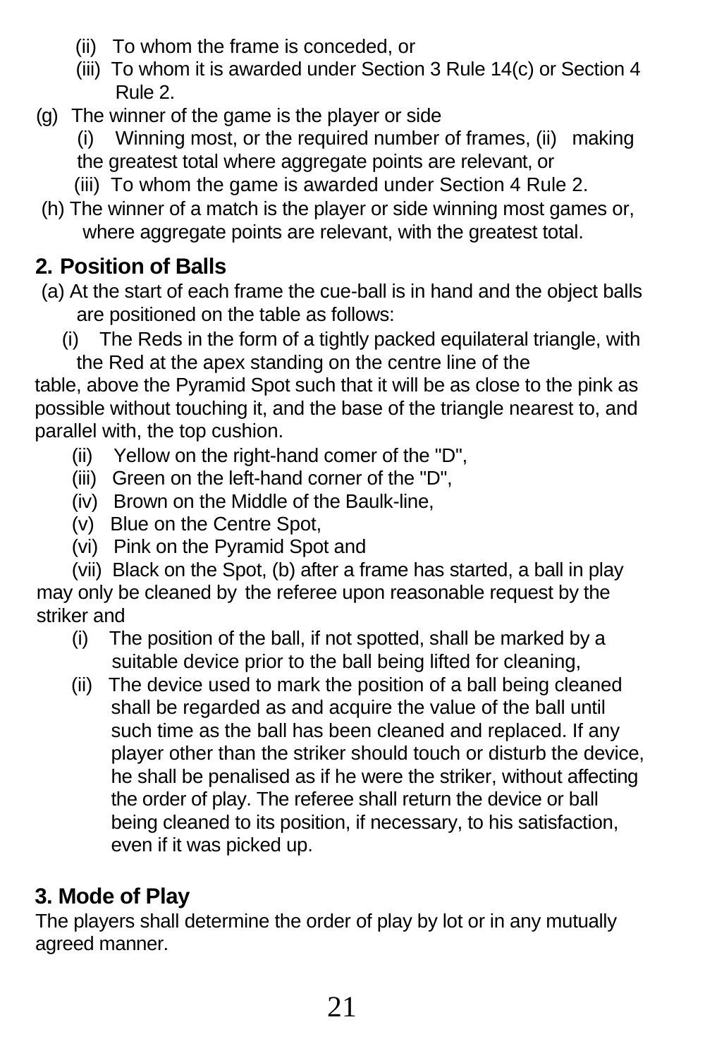(ii) To whom the frame is conceded, or

(iii) To whom it is awarded under Section 3 Rule 14(c) or Section 4 Rule 2.

(g) The winner of the game is the player or side

(i) Winning most, or the required number of frames, (ii) making the greatest total where aggregate points are relevant, or

(iii) To whom the game is awarded under Section 4 Rule 2.

(h) The winner of a match is the player or side winning most games or, where aggregate points are relevant, with the greatest total.

## 2. Position of Balls

(a) At the start of each frame the cue-ball is in hand and the object balls are positioned on the table as follows:

(i) The Reds in the form of a tightly packed equilateral triangle, with the Red at the apex standing on the centre line of the table, above the Pyramid Spot such that it will be as close to the pink as possible without touching it, and the base of the triangle nearest to, and parallel with, the top cushion.

(ii) Yellow on the right-hand comer of the "D",

(iii) Green on the left-hand corner of the "D",

(iv) Brown on the Middle of the Baulk-line,

(v) Blue on the Centre Spot,

(vi) Pink on the Pyramid Spot and

(vii) Black on the Spot, (b) after a frame has started, a ball in play may only be cleaned by the referee upon reasonable request by the striker and

(i) The position of the ball, if not spotted, shall be marked by a suitable device prior to the ball being lifted for cleaning,

(ii) The device used to mark the position of a ball being cleaned shall be regarded as and acquire the value of the ball until such time as the ball has been cleaned and replaced. If any player other than the striker should touch or disturb the device, he shall be penalised as if he were the striker, without affecting the order of play. The referee shall return the device or ball being cleaned to its position, if necessary, to his satisfaction, even if it was picked up.

## 3. Mode of Play

The players shall determine the order of play by lot or in any mutually agreed manner.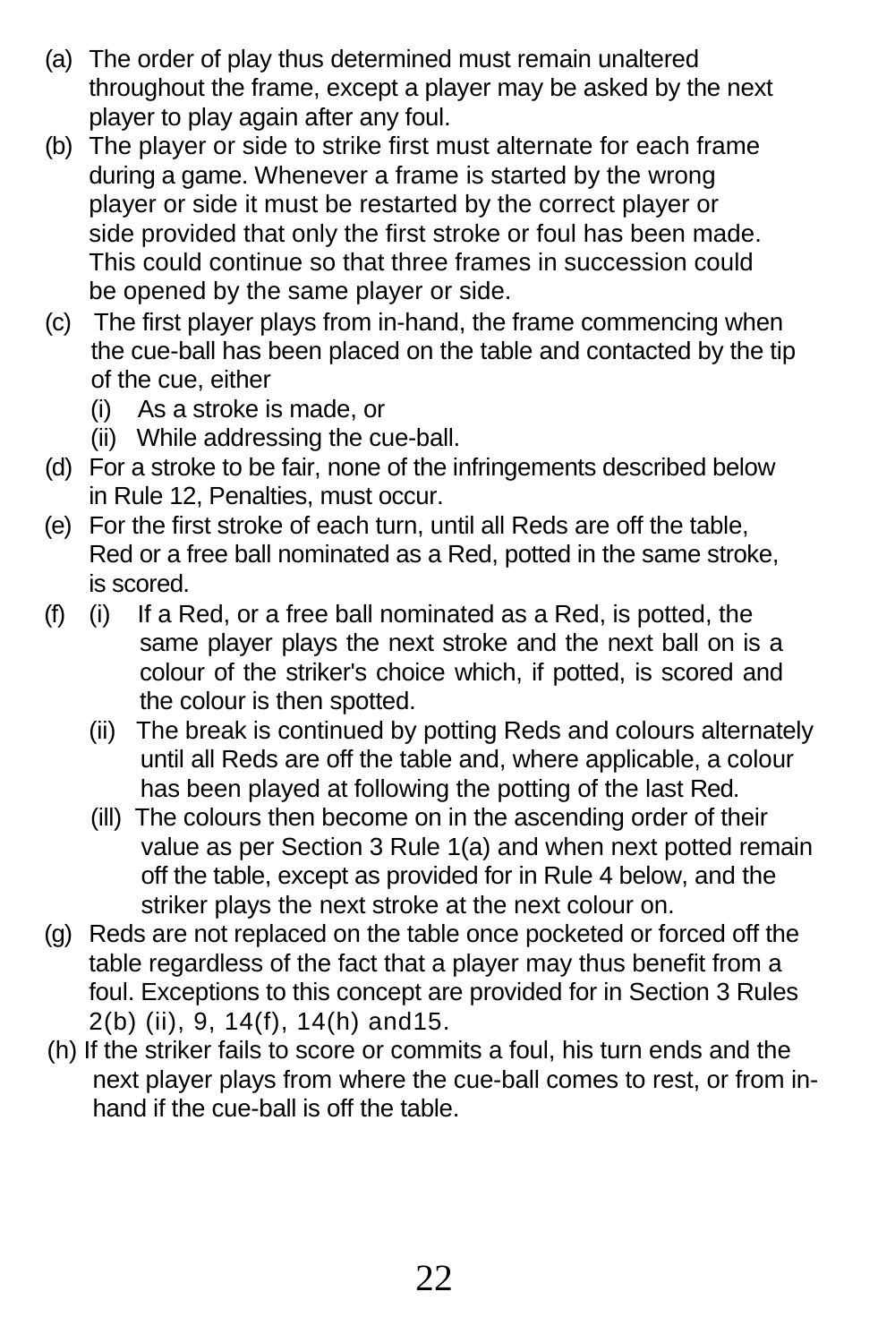(a) The order of play thus determined must remain unaltered throughout the frame, except a player may be asked by the next player to play again after any foul.

(b) The player or side to strike first must alternate for each frame during a game. Whenever a frame is started by the wrong player or side it must be restarted by the correct player or side provided that only the first stroke or foul has been made. This could continue so that three frames in succession could be opened by the same player or side.

(c) The first player plays from in-hand, the frame commencing when the cue-ball has been placed on the table and contacted by the tip of the cue, either

   (i) As a stroke is made, or

   (ii) While addressing the cue-ball.

(d) For a stroke to be fair, none of the infringements described below in Rule 12, Penalties, must occur.

(e) For the first stroke of each turn, until all Reds are off the table, Red or a free ball nominated as a Red, potted in the same stroke, is scored.

(f) (i) If a Red, or a free ball nominated as a Red, is potted, the same player plays the next stroke and the next ball on is a colour of the striker's choice which, if potted, is scored and the colour is then spotted.

   (ii) The break is continued by potting Reds and colours alternately until all Reds are off the table and, where applicable, a colour has been played at following the potting of the last Red.

   (ill) The colours then become on in the ascending order of their value as per Section 3 Rule 1(a) and when next potted remain off the table, except as provided for in Rule 4 below, and the striker plays the next stroke at the next colour on.

(g) Reds are not replaced on the table once pocketed or forced off the table regardless of the fact that a player may thus benefit from a foul. Exceptions to this concept are provided for in Section 3 Rules 2(b) (ii), 9, 14(f), 14(h) and15.

(h) If the striker fails to score or commits a foul, his turn ends and the next player plays from where the cue-ball comes to rest, or from in-hand if the cue-ball is off the table.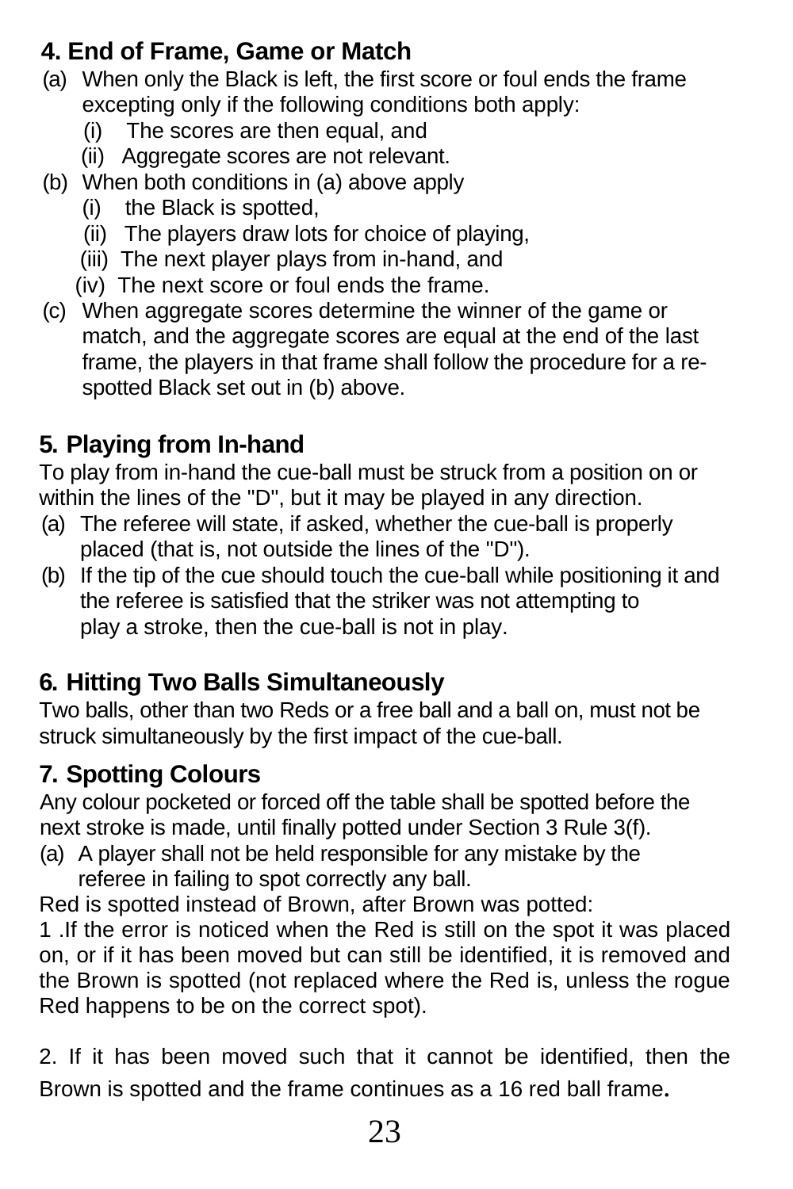## 4. End of Frame, Game or Match

(a) When only the Black is left, the first score or foul ends the frame excepting only if the following conditions both apply:
   - (i) The scores are then equal, and
   - (ii) Aggregate scores are not relevant.

(b) When both conditions in (a) above apply
   - (i) the Black is spotted,
   - (ii) The players draw lots for choice of playing,
   - (iii) The next player plays from in-hand, and
   - (iv) The next score or foul ends the frame.

(c) When aggregate scores determine the winner of the game or match, and the aggregate scores are equal at the end of the last frame, the players in that frame shall follow the procedure for a re-spotted Black set out in (b) above.

## 5. Playing from In-hand

To play from in-hand the cue-ball must be struck from a position on or within the lines of the "D", but it may be played in any direction.

(a) The referee will state, if asked, whether the cue-ball is properly placed (that is, not outside the lines of the "D").

(b) If the tip of the cue should touch the cue-ball while positioning it and the referee is satisfied that the striker was not attempting to play a stroke, then the cue-ball is not in play.

## 6. Hitting Two Balls Simultaneously

Two balls, other than two Reds or a free ball and a ball on, must not be struck simultaneously by the first impact of the cue-ball.

## 7. Spotting Colours

Any colour pocketed or forced off the table shall be spotted before the next stroke is made, until finally potted under Section 3 Rule 3(f).

(a) A player shall not be held responsible for any mistake by the referee in failing to spot correctly any ball.

Red is spotted instead of Brown, after Brown was potted:

1 .If the error is noticed when the Red is still on the spot it was placed on, or if it has been moved but can still be identified, it is removed and the Brown is spotted (not replaced where the Red is, unless the rogue Red happens to be on the correct spot).

2. If it has been moved such that it cannot be identified, then the Brown is spotted and the frame continues as a 16 red ball frame**.**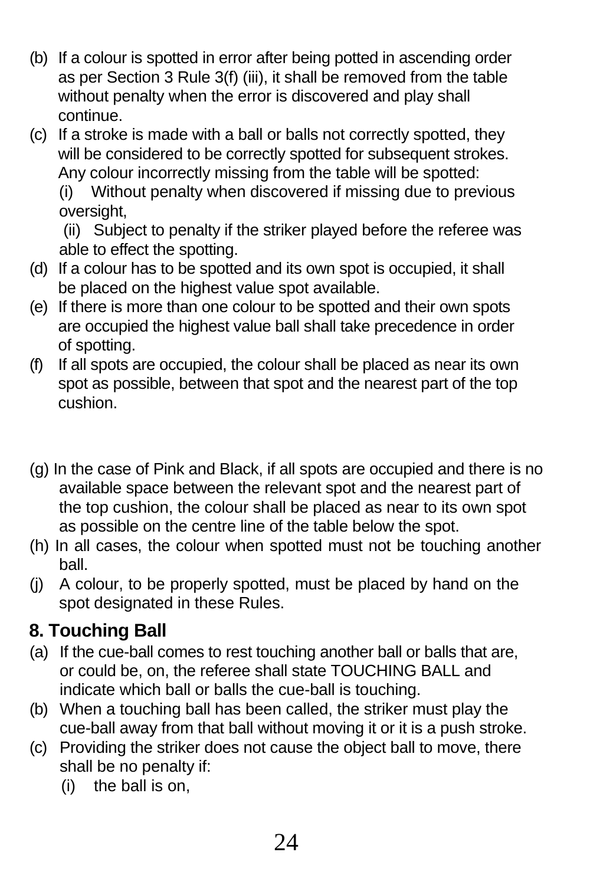(b) If a colour is spotted in error after being potted in ascending order as per Section 3 Rule 3(f) (iii), it shall be removed from the table without penalty when the error is discovered and play shall continue.

(c) If a stroke is made with a ball or balls not correctly spotted, they will be considered to be correctly spotted for subsequent strokes. Any colour incorrectly missing from the table will be spotted:
 (i) Without penalty when discovered if missing due to previous oversight,
 (ii) Subject to penalty if the striker played before the referee was able to effect the spotting.

(d) If a colour has to be spotted and its own spot is occupied, it shall be placed on the highest value spot available.

(e) If there is more than one colour to be spotted and their own spots are occupied the highest value ball shall take precedence in order of spotting.

(f) If all spots are occupied, the colour shall be placed as near its own spot as possible, between that spot and the nearest part of the top cushion.

(g) In the case of Pink and Black, if all spots are occupied and there is no available space between the relevant spot and the nearest part of the top cushion, the colour shall be placed as near to its own spot as possible on the centre line of the table below the spot.

(h) In all cases, the colour when spotted must not be touching another ball.

(j) A colour, to be properly spotted, must be placed by hand on the spot designated in these Rules.

## 8. Touching Ball

(a) If the cue-ball comes to rest touching another ball or balls that are, or could be, on, the referee shall state TOUCHING BALL and indicate which ball or balls the cue-ball is touching.

(b) When a touching ball has been called, the striker must play the cue-ball away from that ball without moving it or it is a push stroke.

(c) Providing the striker does not cause the object ball to move, there shall be no penalty if:
 (i) the ball is on,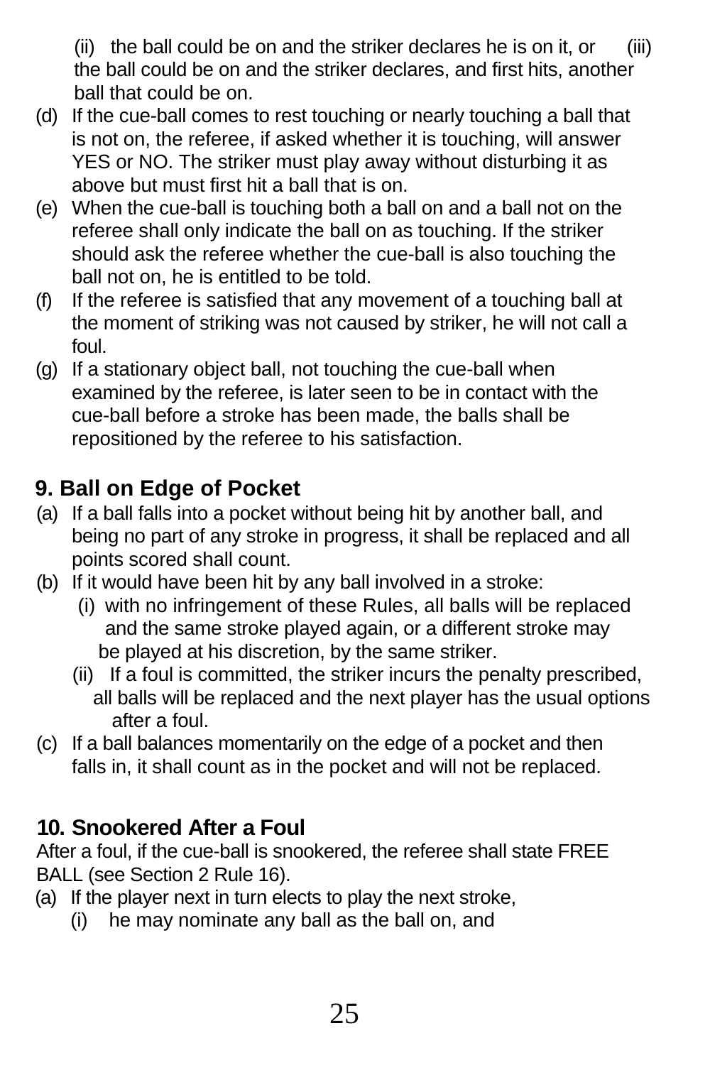(ii) the ball could be on and the striker declares he is on it, or (iii) the ball could be on and the striker declares, and first hits, another ball that could be on.

(d) If the cue-ball comes to rest touching or nearly touching a ball that is not on, the referee, if asked whether it is touching, will answer YES or NO. The striker must play away without disturbing it as above but must first hit a ball that is on.

(e) When the cue-ball is touching both a ball on and a ball not on the referee shall only indicate the ball on as touching. If the striker should ask the referee whether the cue-ball is also touching the ball not on, he is entitled to be told.

(f) If the referee is satisfied that any movement of a touching ball at the moment of striking was not caused by striker, he will not call a foul.

(g) If a stationary object ball, not touching the cue-ball when examined by the referee, is later seen to be in contact with the cue-ball before a stroke has been made, the balls shall be repositioned by the referee to his satisfaction.

## 9. Ball on Edge of Pocket

(a) If a ball falls into a pocket without being hit by another ball, and being no part of any stroke in progress, it shall be replaced and all points scored shall count.

(b) If it would have been hit by any ball involved in a stroke:

  (i) with no infringement of these Rules, all balls will be replaced and the same stroke played again, or a different stroke may be played at his discretion, by the same striker.

  (ii) If a foul is committed, the striker incurs the penalty prescribed, all balls will be replaced and the next player has the usual options after a foul.

(c) If a ball balances momentarily on the edge of a pocket and then falls in, it shall count as in the pocket and will not be replaced.

## 10. Snookered After a Foul

After a foul, if the cue-ball is snookered, the referee shall state FREE BALL (see Section 2 Rule 16).

(a) If the player next in turn elects to play the next stroke,

  (i) he may nominate any ball as the ball on, and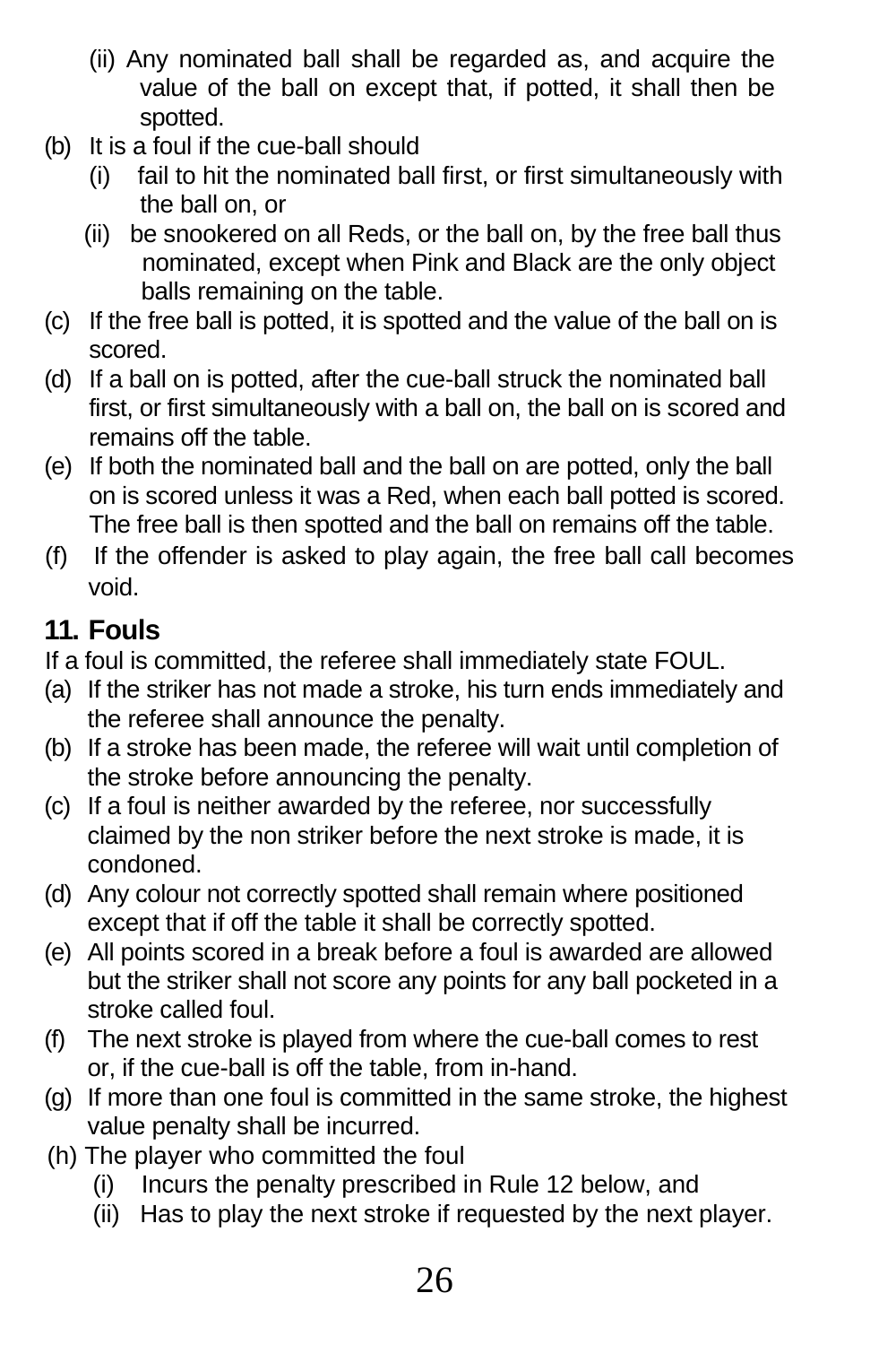(ii) Any nominated ball shall be regarded as, and acquire the value of the ball on except that, if potted, it shall then be spotted.

(b) It is a foul if the cue-ball should
   (i) fail to hit the nominated ball first, or first simultaneously with the ball on, or
   (ii) be snookered on all Reds, or the ball on, by the free ball thus nominated, except when Pink and Black are the only object balls remaining on the table.

(c) If the free ball is potted, it is spotted and the value of the ball on is scored.

(d) If a ball on is potted, after the cue-ball struck the nominated ball first, or first simultaneously with a ball on, the ball on is scored and remains off the table.

(e) If both the nominated ball and the ball on are potted, only the ball on is scored unless it was a Red, when each ball potted is scored. The free ball is then spotted and the ball on remains off the table.

(f) If the offender is asked to play again, the free ball call becomes void.

## 11. Fouls

If a foul is committed, the referee shall immediately state FOUL.

(a) If the striker has not made a stroke, his turn ends immediately and the referee shall announce the penalty.

(b) If a stroke has been made, the referee will wait until completion of the stroke before announcing the penalty.

(c) If a foul is neither awarded by the referee, nor successfully claimed by the non striker before the next stroke is made, it is condoned.

(d) Any colour not correctly spotted shall remain where positioned except that if off the table it shall be correctly spotted.

(e) All points scored in a break before a foul is awarded are allowed but the striker shall not score any points for any ball pocketed in a stroke called foul.

(f) The next stroke is played from where the cue-ball comes to rest or, if the cue-ball is off the table, from in-hand.

(g) If more than one foul is committed in the same stroke, the highest value penalty shall be incurred.

(h) The player who committed the foul
   (i) Incurs the penalty prescribed in Rule 12 below, and
   (ii) Has to play the next stroke if requested by the next player.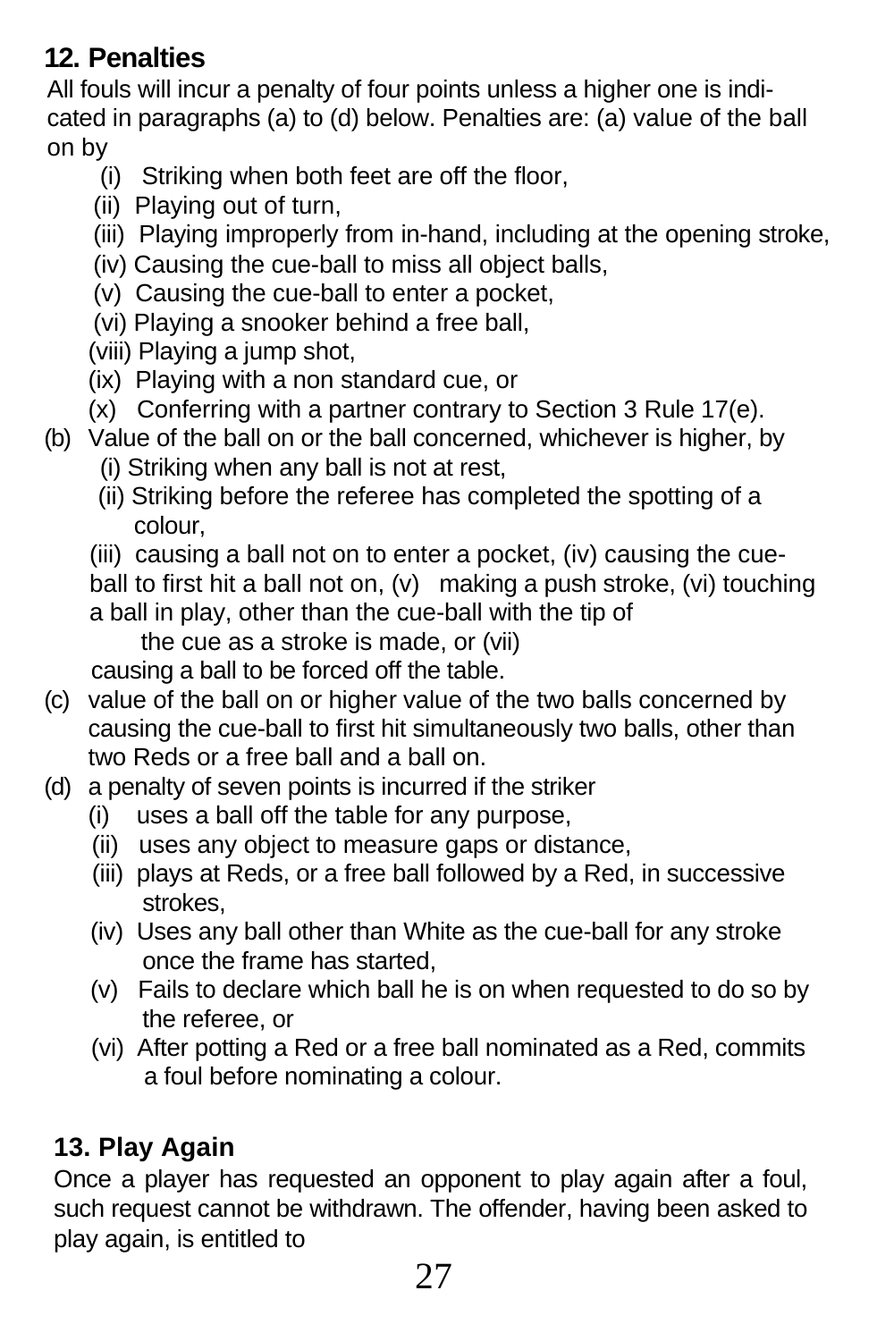## 12. Penalties

All fouls will incur a penalty of four points unless a higher one is indicated in paragraphs (a) to (d) below. Penalties are: (a) value of the ball on by

- (i) Striking when both feet are off the floor,
- (ii) Playing out of turn,
- (iii) Playing improperly from in-hand, including at the opening stroke,
- (iv) Causing the cue-ball to miss all object balls,
- (v) Causing the cue-ball to enter a pocket,
- (vi) Playing a snooker behind a free ball,
- (viii) Playing a jump shot,
- (ix) Playing with a non standard cue, or
- (x) Conferring with a partner contrary to Section 3 Rule 17(e).

(b) Value of the ball on or the ball concerned, whichever is higher, by

- (i) Striking when any ball is not at rest,
- (ii) Striking before the referee has completed the spotting of a colour,

(iii) causing a ball not on to enter a pocket, (iv) causing the cue-ball to first hit a ball not on, (v) making a push stroke, (vi) touching a ball in play, other than the cue-ball with the tip of the cue as a stroke is made, or (vii) causing a ball to be forced off the table.

(c) value of the ball on or higher value of the two balls concerned by causing the cue-ball to first hit simultaneously two balls, other than two Reds or a free ball and a ball on.

(d) a penalty of seven points is incurred if the striker

- (i) uses a ball off the table for any purpose,
- (ii) uses any object to measure gaps or distance,
- (iii) plays at Reds, or a free ball followed by a Red, in successive strokes,
- (iv) Uses any ball other than White as the cue-ball for any stroke once the frame has started,
- (v) Fails to declare which ball he is on when requested to do so by the referee, or
- (vi) After potting a Red or a free ball nominated as a Red, commits a foul before nominating a colour.

## 13. Play Again

Once a player has requested an opponent to play again after a foul, such request cannot be withdrawn. The offender, having been asked to play again, is entitled to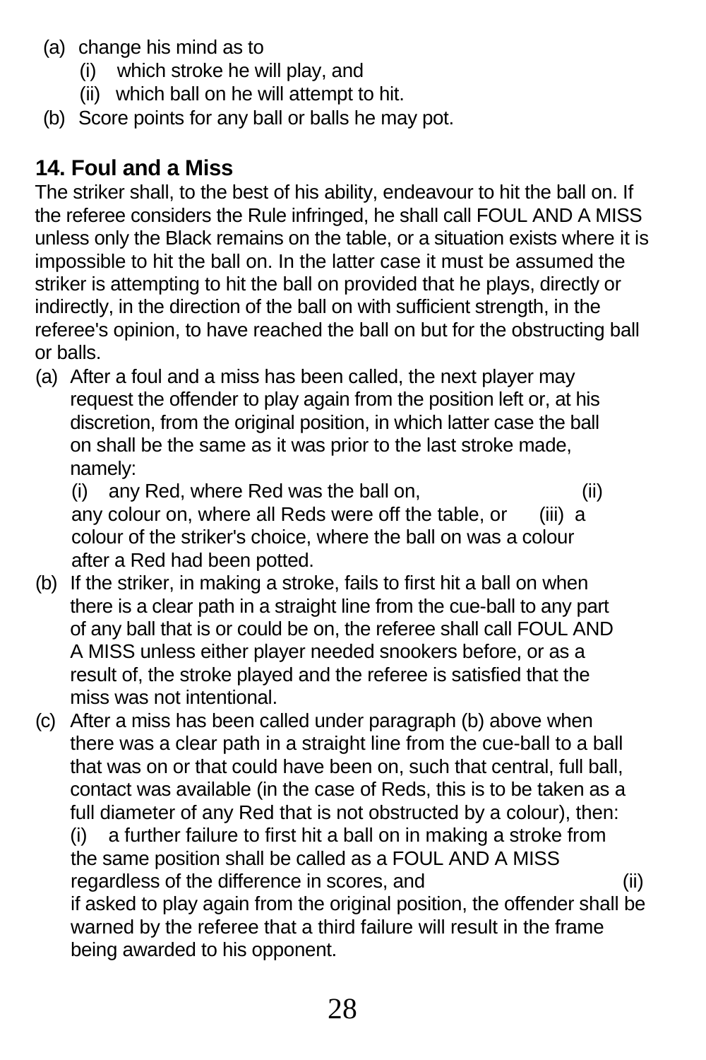- (a) change his mind as to
  - (i) which stroke he will play, and
  - (ii) which ball on he will attempt to hit.
- (b) Score points for any ball or balls he may pot.

## 14. Foul and a Miss

The striker shall, to the best of his ability, endeavour to hit the ball on. If the referee considers the Rule infringed, he shall call FOUL AND A MISS unless only the Black remains on the table, or a situation exists where it is impossible to hit the ball on. In the latter case it must be assumed the striker is attempting to hit the ball on provided that he plays, directly or indirectly, in the direction of the ball on with sufficient strength, in the referee's opinion, to have reached the ball on but for the obstructing ball or balls.

(a) After a foul and a miss has been called, the next player may request the offender to play again from the position left or, at his discretion, from the original position, in which latter case the ball on shall be the same as it was prior to the last stroke made, namely:
  - (i) any Red, where Red was the ball on,
  - (ii) any colour on, where all Reds were off the table, or
  - (iii) a colour of the striker's choice, where the ball on was a colour after a Red had been potted.

(b) If the striker, in making a stroke, fails to first hit a ball on when there is a clear path in a straight line from the cue-ball to any part of any ball that is or could be on, the referee shall call FOUL AND A MISS unless either player needed snookers before, or as a result of, the stroke played and the referee is satisfied that the miss was not intentional.

(c) After a miss has been called under paragraph (b) above when there was a clear path in a straight line from the cue-ball to a ball that was on or that could have been on, such that central, full ball, contact was available (in the case of Reds, this is to be taken as a full diameter of any Red that is not obstructed by a colour), then:
  - (i) a further failure to first hit a ball on in making a stroke from the same position shall be called as a FOUL AND A MISS regardless of the difference in scores, and
  - (ii) if asked to play again from the original position, the offender shall be warned by the referee that a third failure will result in the frame being awarded to his opponent.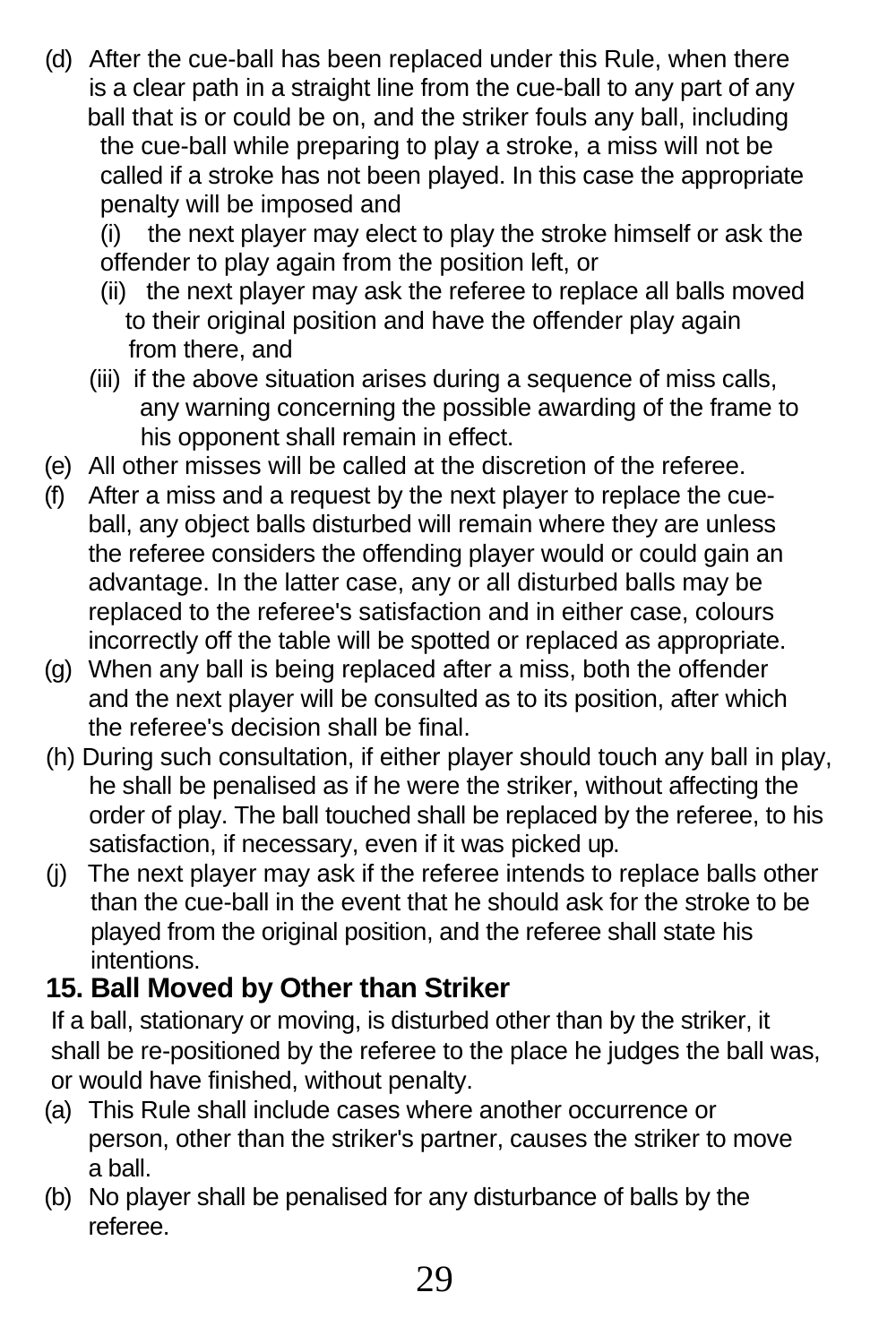(d) After the cue-ball has been replaced under this Rule, when there is a clear path in a straight line from the cue-ball to any part of any ball that is or could be on, and the striker fouls any ball, including the cue-ball while preparing to play a stroke, a miss will not be called if a stroke has not been played. In this case the appropriate penalty will be imposed and
   (i) the next player may elect to play the stroke himself or ask the offender to play again from the position left, or
   (ii) the next player may ask the referee to replace all balls moved to their original position and have the offender play again from there, and
   (iii) if the above situation arises during a sequence of miss calls, any warning concerning the possible awarding of the frame to his opponent shall remain in effect.

(e) All other misses will be called at the discretion of the referee.

(f) After a miss and a request by the next player to replace the cue-ball, any object balls disturbed will remain where they are unless the referee considers the offending player would or could gain an advantage. In the latter case, any or all disturbed balls may be replaced to the referee's satisfaction and in either case, colours incorrectly off the table will be spotted or replaced as appropriate.

(g) When any ball is being replaced after a miss, both the offender and the next player will be consulted as to its position, after which the referee's decision shall be final.

(h) During such consultation, if either player should touch any ball in play, he shall be penalised as if he were the striker, without affecting the order of play. The ball touched shall be replaced by the referee, to his satisfaction, if necessary, even if it was picked up.

(j) The next player may ask if the referee intends to replace balls other than the cue-ball in the event that he should ask for the stroke to be played from the original position, and the referee shall state his intentions.

## 15. Ball Moved by Other than Striker

If a ball, stationary or moving, is disturbed other than by the striker, it shall be re-positioned by the referee to the place he judges the ball was, or would have finished, without penalty.

(a) This Rule shall include cases where another occurrence or person, other than the striker's partner, causes the striker to move a ball.

(b) No player shall be penalised for any disturbance of balls by the referee.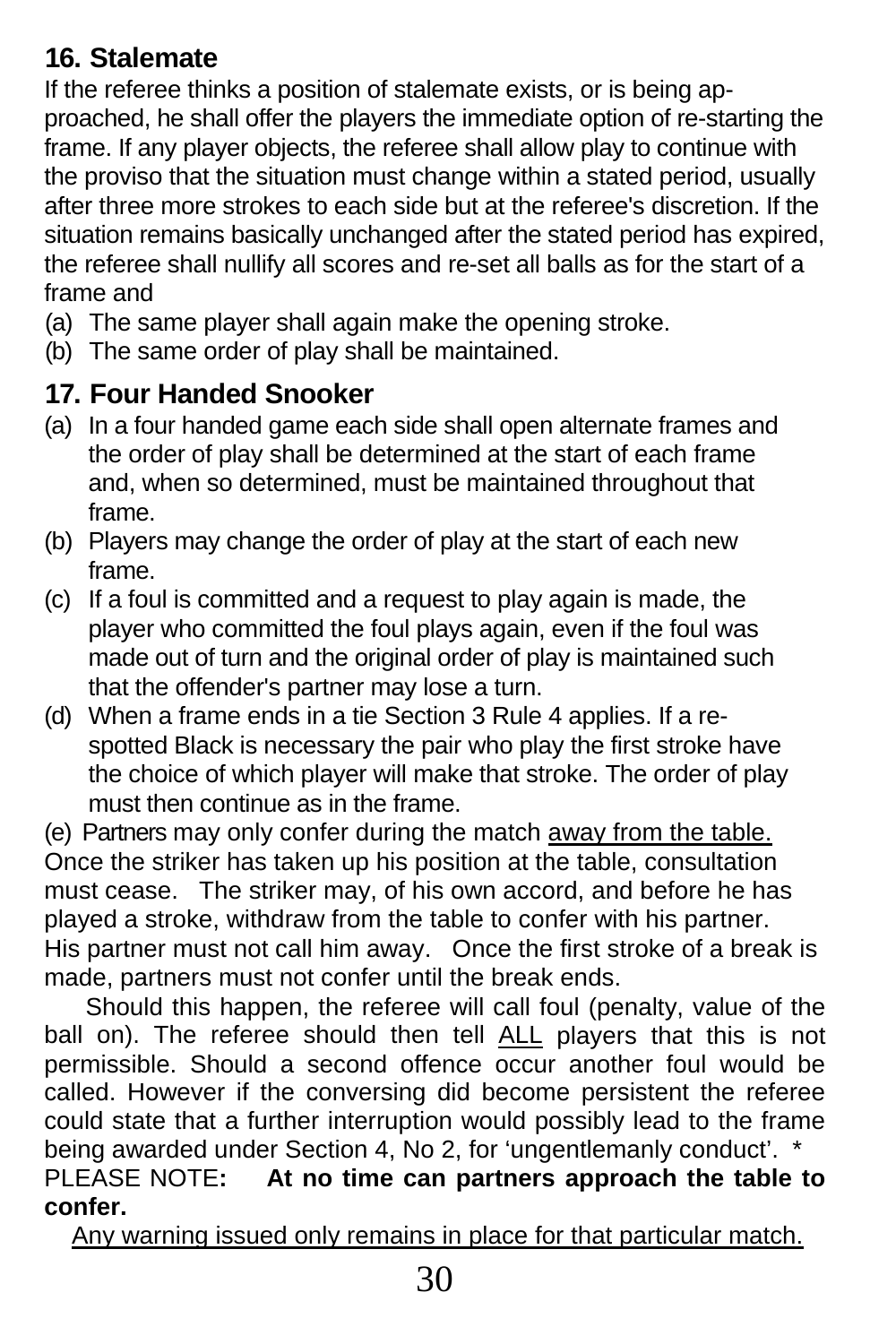## 16. Stalemate

If the referee thinks a position of stalemate exists, or is being approached, he shall offer the players the immediate option of re-starting the frame. If any player objects, the referee shall allow play to continue with the proviso that the situation must change within a stated period, usually after three more strokes to each side but at the referee's discretion. If the situation remains basically unchanged after the stated period has expired, the referee shall nullify all scores and re-set all balls as for the start of a frame and

(a) The same player shall again make the opening stroke.
(b) The same order of play shall be maintained.

## 17. Four Handed Snooker

(a) In a four handed game each side shall open alternate frames and the order of play shall be determined at the start of each frame and, when so determined, must be maintained throughout that frame.
(b) Players may change the order of play at the start of each new frame.
(c) If a foul is committed and a request to play again is made, the player who committed the foul plays again, even if the foul was made out of turn and the original order of play is maintained such that the offender's partner may lose a turn.
(d) When a frame ends in a tie Section 3 Rule 4 applies. If a re-spotted Black is necessary the pair who play the first stroke have the choice of which player will make that stroke. The order of play must then continue as in the frame.
(e) Partners may only confer during the match <u>away from the table.</u> Once the striker has taken up his position at the table, consultation must cease. The striker may, of his own accord, and before he has played a stroke, withdraw from the table to confer with his partner. His partner must not call him away. Once the first stroke of a break is made, partners must not confer until the break ends.

Should this happen, the referee will call foul (penalty, value of the ball on). The referee should then tell <u>ALL</u> players that this is not permissible. Should a second offence occur another foul would be called. However if the conversing did become persistent the referee could state that a further interruption would possibly lead to the frame being awarded under Section 4, No 2, for 'ungentlemanly conduct'. *

PLEASE NOTE**:** **At no time can partners approach the table to confer.**

<u>Any warning issued only remains in place for that particular match.</u>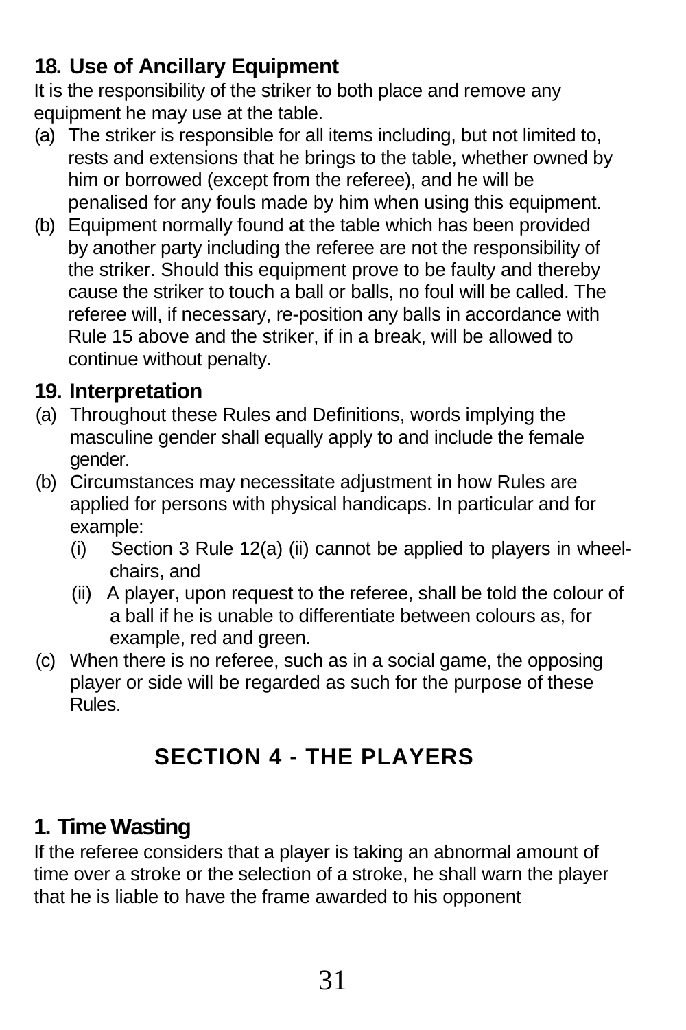### 18. Use of Ancillary Equipment

It is the responsibility of the striker to both place and remove any equipment he may use at the table.

(a) The striker is responsible for all items including, but not limited to, rests and extensions that he brings to the table, whether owned by him or borrowed (except from the referee), and he will be penalised for any fouls made by him when using this equipment.

(b) Equipment normally found at the table which has been provided by another party including the referee are not the responsibility of the striker. Should this equipment prove to be faulty and thereby cause the striker to touch a ball or balls, no foul will be called. The referee will, if necessary, re-position any balls in accordance with Rule 15 above and the striker, if in a break, will be allowed to continue without penalty.

### 19. Interpretation

(a) Throughout these Rules and Definitions, words implying the masculine gender shall equally apply to and include the female gender.

(b) Circumstances may necessitate adjustment in how Rules are applied for persons with physical handicaps. In particular and for example:

  (i) Section 3 Rule 12(a) (ii) cannot be applied to players in wheel-chairs, and

  (ii) A player, upon request to the referee, shall be told the colour of a ball if he is unable to differentiate between colours as, for example, red and green.

(c) When there is no referee, such as in a social game, the opposing player or side will be regarded as such for the purpose of these Rules.

## SECTION 4 - THE PLAYERS

### 1. Time Wasting

If the referee considers that a player is taking an abnormal amount of time over a stroke or the selection of a stroke, he shall warn the player that he is liable to have the frame awarded to his opponent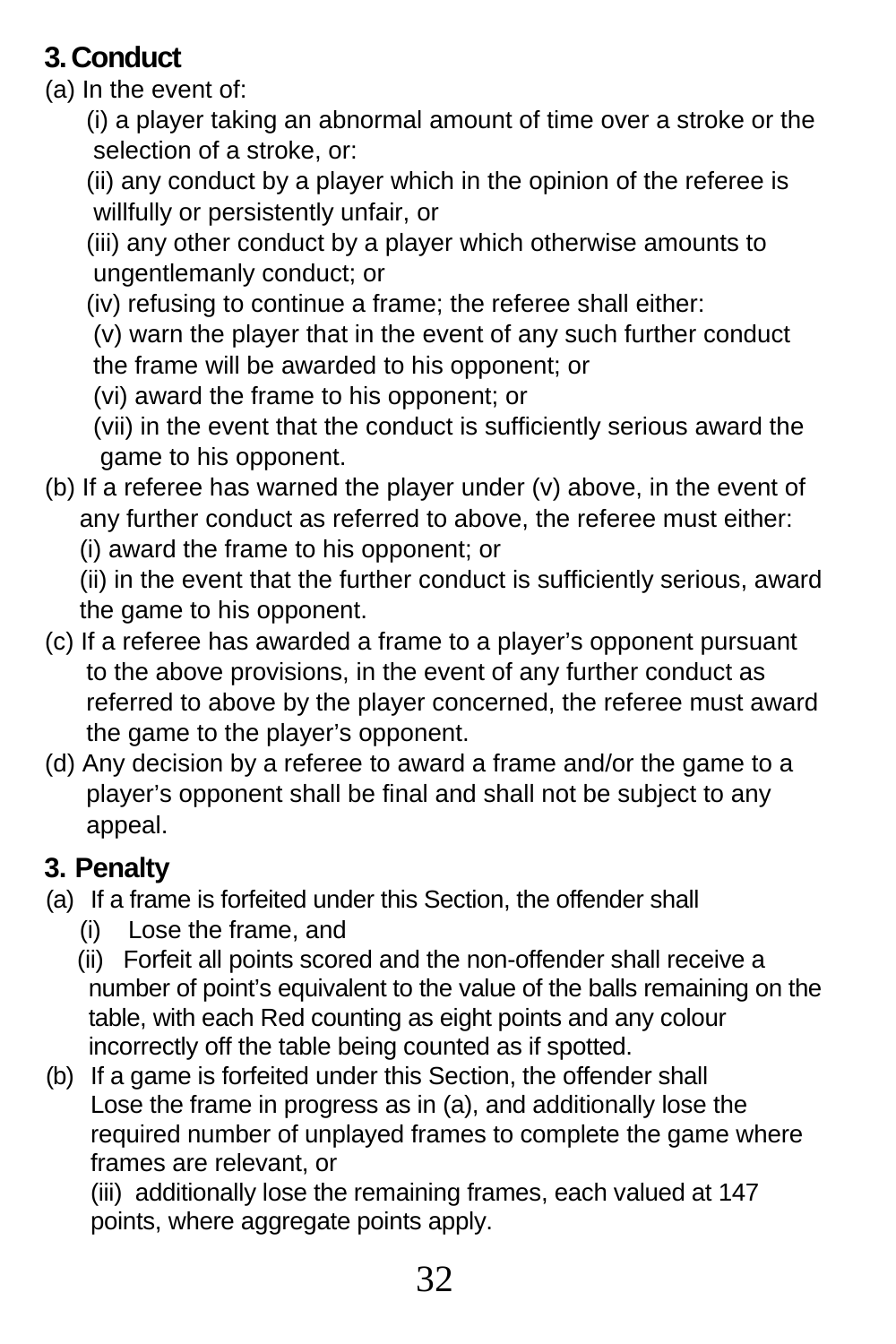## 3. Conduct

(a) In the event of:

(i) a player taking an abnormal amount of time over a stroke or the selection of a stroke, or:

(ii) any conduct by a player which in the opinion of the referee is willfully or persistently unfair, or

(iii) any other conduct by a player which otherwise amounts to ungentlemanly conduct; or

(iv) refusing to continue a frame; the referee shall either:

(v) warn the player that in the event of any such further conduct the frame will be awarded to his opponent; or

(vi) award the frame to his opponent; or

(vii) in the event that the conduct is sufficiently serious award the game to his opponent.

(b) If a referee has warned the player under (v) above, in the event of any further conduct as referred to above, the referee must either:

(i) award the frame to his opponent; or

(ii) in the event that the further conduct is sufficiently serious, award the game to his opponent.

(c) If a referee has awarded a frame to a player's opponent pursuant to the above provisions, in the event of any further conduct as referred to above by the player concerned, the referee must award the game to the player's opponent.

(d) Any decision by a referee to award a frame and/or the game to a player's opponent shall be final and shall not be subject to any appeal.

## 3. Penalty

(a) If a frame is forfeited under this Section, the offender shall

(i) Lose the frame, and

(ii) Forfeit all points scored and the non-offender shall receive a number of point's equivalent to the value of the balls remaining on the table, with each Red counting as eight points and any colour incorrectly off the table being counted as if spotted.

(b) If a game is forfeited under this Section, the offender shall Lose the frame in progress as in (a), and additionally lose the required number of unplayed frames to complete the game where frames are relevant, or

(iii) additionally lose the remaining frames, each valued at 147 points, where aggregate points apply.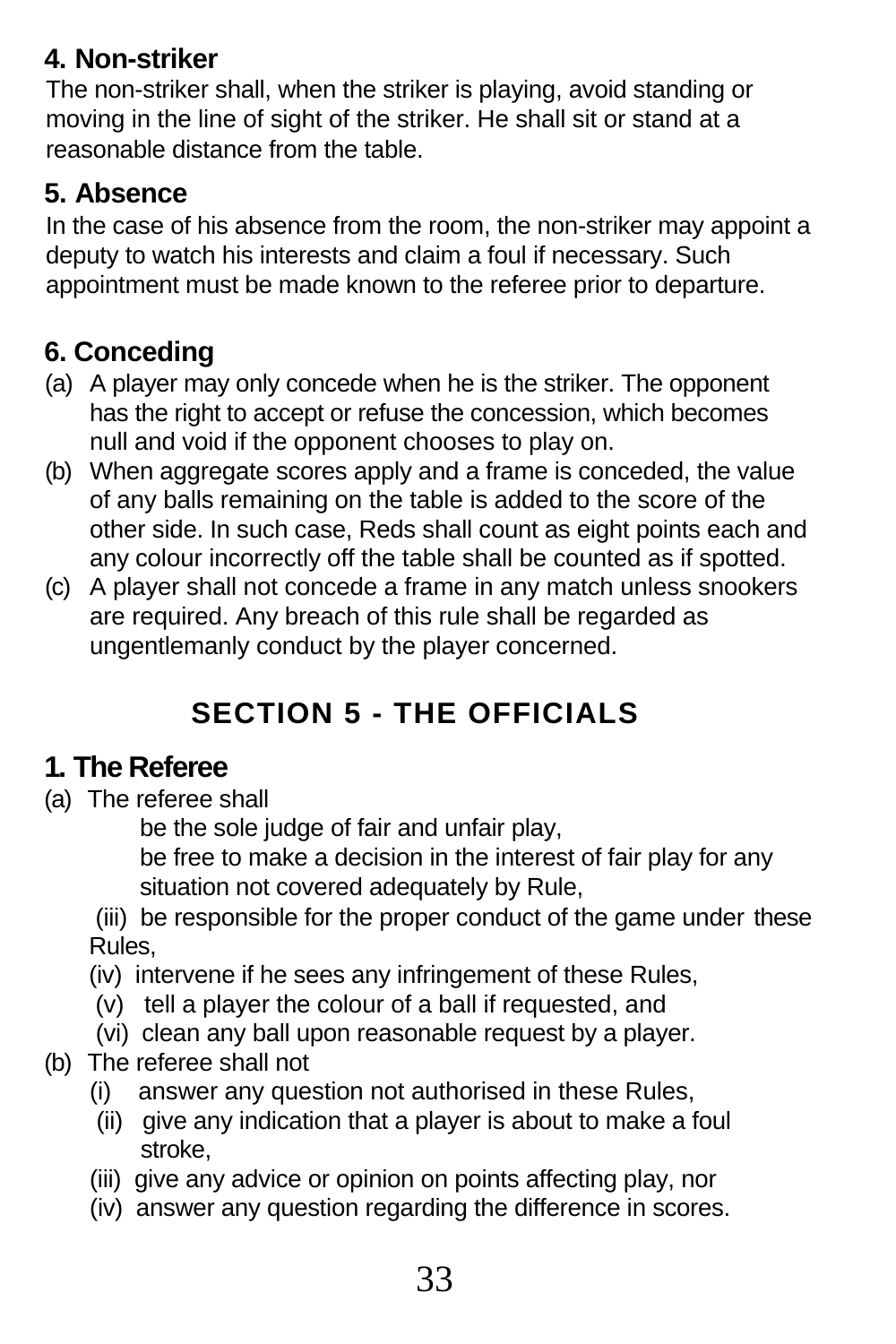### 4. Non-striker

The non-striker shall, when the striker is playing, avoid standing or moving in the line of sight of the striker. He shall sit or stand at a reasonable distance from the table.

### 5. Absence

In the case of his absence from the room, the non-striker may appoint a deputy to watch his interests and claim a foul if necessary. Such appointment must be made known to the referee prior to departure.

### 6. Conceding

(a) A player may only concede when he is the striker. The opponent has the right to accept or refuse the concession, which becomes null and void if the opponent chooses to play on.

(b) When aggregate scores apply and a frame is conceded, the value of any balls remaining on the table is added to the score of the other side. In such case, Reds shall count as eight points each and any colour incorrectly off the table shall be counted as if spotted.

(c) A player shall not concede a frame in any match unless snookers are required. Any breach of this rule shall be regarded as ungentlemanly conduct by the player concerned.

## SECTION 5 - THE OFFICIALS

### 1. The Referee

(a) The referee shall

be the sole judge of fair and unfair play,

be free to make a decision in the interest of fair play for any situation not covered adequately by Rule,

(iii) be responsible for the proper conduct of the game under these Rules,

(iv) intervene if he sees any infringement of these Rules,

(v) tell a player the colour of a ball if requested, and

(vi) clean any ball upon reasonable request by a player.

(b) The referee shall not

(i) answer any question not authorised in these Rules,

(ii) give any indication that a player is about to make a foul stroke,

(iii) give any advice or opinion on points affecting play, nor

(iv) answer any question regarding the difference in scores.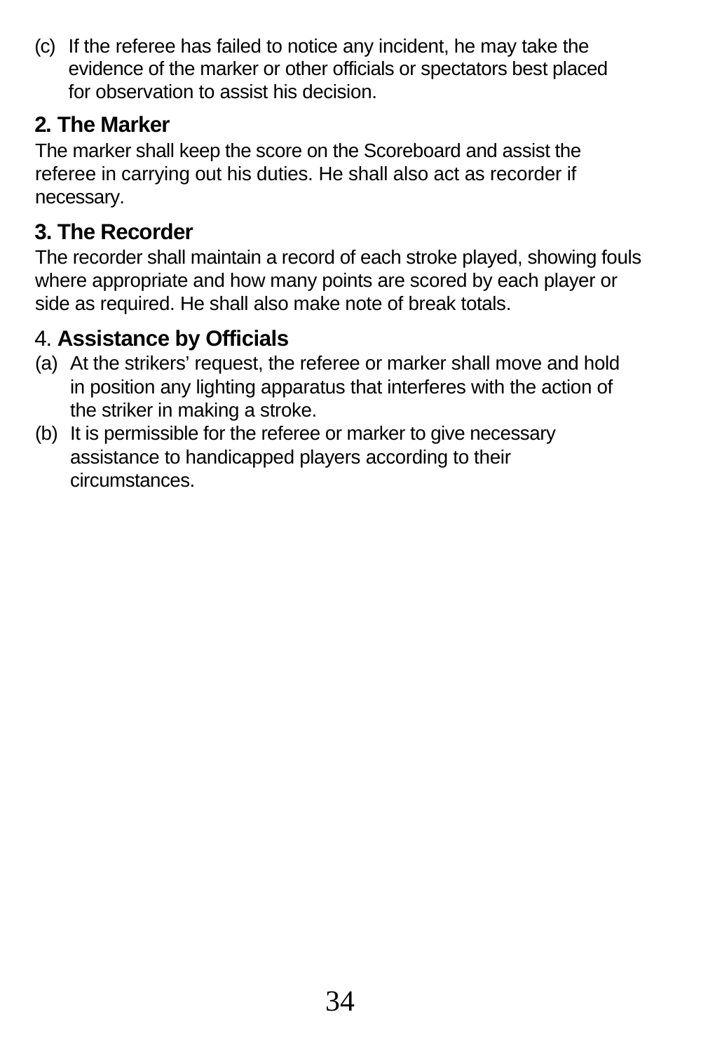(c) If the referee has failed to notice any incident, he may take the evidence of the marker or other officials or spectators best placed for observation to assist his decision.

## 2. The Marker

The marker shall keep the score on the Scoreboard and assist the referee in carrying out his duties. He shall also act as recorder if necessary.

## 3. The Recorder

The recorder shall maintain a record of each stroke played, showing fouls where appropriate and how many points are scored by each player or side as required. He shall also make note of break totals.

## 4. **Assistance by Officials**

(a) At the strikers' request, the referee or marker shall move and hold in position any lighting apparatus that interferes with the action of the striker in making a stroke.

(b) It is permissible for the referee or marker to give necessary assistance to handicapped players according to their circumstances.